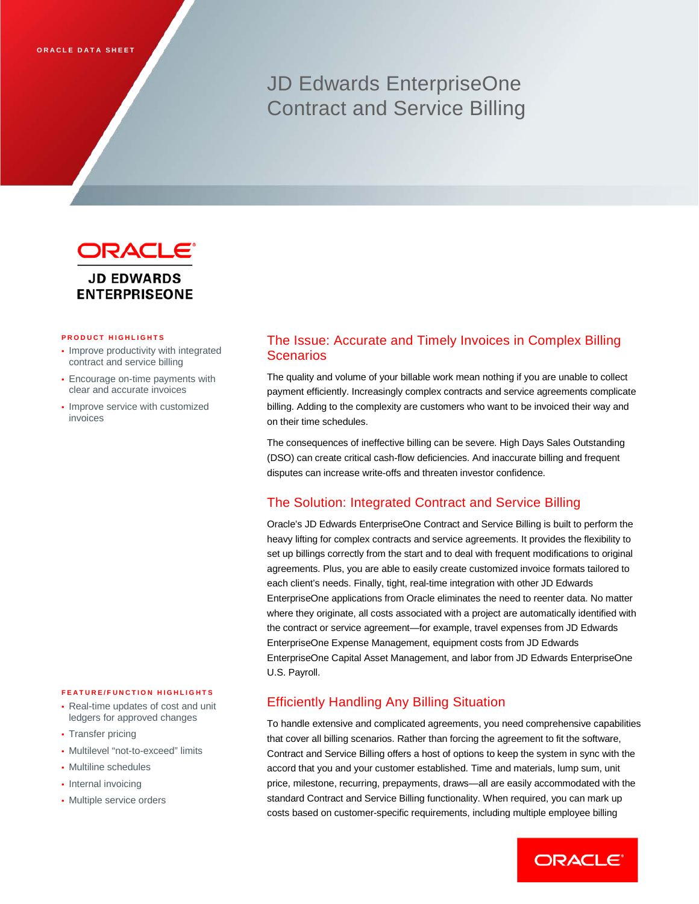ORACLE DATA SHEET

# JD Edwards EnterpriseOne Contract and Service Billing

ORACLE
JD EDWARDS ENTERPRISEONE

**PRODUCT HIGHLIGHTS**

- Improve productivity with integrated contract and service billing
- Encourage on-time payments with clear and accurate invoices
- Improve service with customized invoices

**FEATURE/FUNCTION HIGHLIGHTS**

- Real-time updates of cost and unit ledgers for approved changes
- Transfer pricing
- Multilevel “not-to-exceed” limits
- Multiline schedules
- Internal invoicing
- Multiple service orders

## The Issue: Accurate and Timely Invoices in Complex Billing Scenarios

The quality and volume of your billable work mean nothing if you are unable to collect payment efficiently. Increasingly complex contracts and service agreements complicate billing. Adding to the complexity are customers who want to be invoiced their way and on their time schedules.

The consequences of ineffective billing can be severe. High Days Sales Outstanding (DSO) can create critical cash-flow deficiencies. And inaccurate billing and frequent disputes can increase write-offs and threaten investor confidence.

## The Solution: Integrated Contract and Service Billing

Oracle’s JD Edwards EnterpriseOne Contract and Service Billing is built to perform the heavy lifting for complex contracts and service agreements. It provides the flexibility to set up billings correctly from the start and to deal with frequent modifications to original agreements. Plus, you are able to easily create customized invoice formats tailored to each client’s needs. Finally, tight, real-time integration with other JD Edwards EnterpriseOne applications from Oracle eliminates the need to reenter data. No matter where they originate, all costs associated with a project are automatically identified with the contract or service agreement—for example, travel expenses from JD Edwards EnterpriseOne Expense Management, equipment costs from JD Edwards EnterpriseOne Capital Asset Management, and labor from JD Edwards EnterpriseOne U.S. Payroll.

## Efficiently Handling Any Billing Situation

To handle extensive and complicated agreements, you need comprehensive capabilities that cover all billing scenarios. Rather than forcing the agreement to fit the software, Contract and Service Billing offers a host of options to keep the system in sync with the accord that you and your customer established. Time and materials, lump sum, unit price, milestone, recurring, prepayments, draws—all are easily accommodated with the standard Contract and Service Billing functionality. When required, you can mark up costs based on customer-specific requirements, including multiple employee billing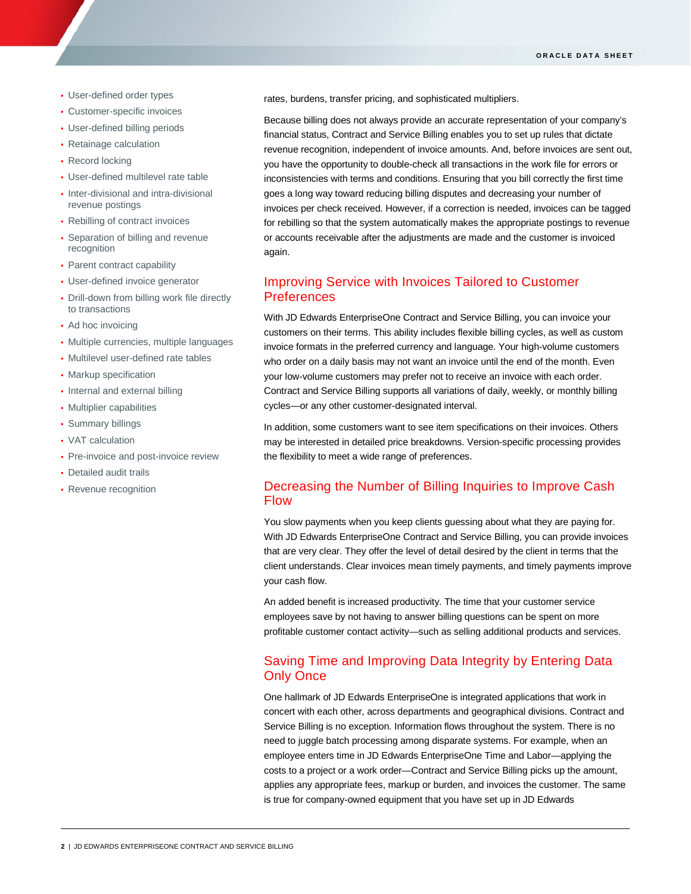- User-defined order types
- Customer-specific invoices
- User-defined billing periods
- Retainage calculation
- Record locking
- User-defined multilevel rate table
- Inter-divisional and intra-divisional revenue postings
- Rebilling of contract invoices
- Separation of billing and revenue recognition
- Parent contract capability
- User-defined invoice generator
- Drill-down from billing work file directly to transactions
- Ad hoc invoicing
- Multiple currencies, multiple languages
- Multilevel user-defined rate tables
- Markup specification
- Internal and external billing
- Multiplier capabilities
- Summary billings
- VAT calculation
- Pre-invoice and post-invoice review
- Detailed audit trails
- Revenue recognition

rates, burdens, transfer pricing, and sophisticated multipliers.

Because billing does not always provide an accurate representation of your company's financial status, Contract and Service Billing enables you to set up rules that dictate revenue recognition, independent of invoice amounts. And, before invoices are sent out, you have the opportunity to double-check all transactions in the work file for errors or inconsistencies with terms and conditions. Ensuring that you bill correctly the first time goes a long way toward reducing billing disputes and decreasing your number of invoices per check received. However, if a correction is needed, invoices can be tagged for rebilling so that the system automatically makes the appropriate postings to revenue or accounts receivable after the adjustments are made and the customer is invoiced again.

## Improving Service with Invoices Tailored to Customer Preferences

With JD Edwards EnterpriseOne Contract and Service Billing, you can invoice your customers on their terms. This ability includes flexible billing cycles, as well as custom invoice formats in the preferred currency and language. Your high-volume customers who order on a daily basis may not want an invoice until the end of the month. Even your low-volume customers may prefer not to receive an invoice with each order. Contract and Service Billing supports all variations of daily, weekly, or monthly billing cycles—or any other customer-designated interval.

In addition, some customers want to see item specifications on their invoices. Others may be interested in detailed price breakdowns. Version-specific processing provides the flexibility to meet a wide range of preferences.

## Decreasing the Number of Billing Inquiries to Improve Cash Flow

You slow payments when you keep clients guessing about what they are paying for. With JD Edwards EnterpriseOne Contract and Service Billing, you can provide invoices that are very clear. They offer the level of detail desired by the client in terms that the client understands. Clear invoices mean timely payments, and timely payments improve your cash flow.

An added benefit is increased productivity. The time that your customer service employees save by not having to answer billing questions can be spent on more profitable customer contact activity—such as selling additional products and services.

## Saving Time and Improving Data Integrity by Entering Data Only Once

One hallmark of JD Edwards EnterpriseOne is integrated applications that work in concert with each other, across departments and geographical divisions. Contract and Service Billing is no exception. Information flows throughout the system. There is no need to juggle batch processing among disparate systems. For example, when an employee enters time in JD Edwards EnterpriseOne Time and Labor—applying the costs to a project or a work order—Contract and Service Billing picks up the amount, applies any appropriate fees, markup or burden, and invoices the customer. The same is true for company-owned equipment that you have set up in JD Edwards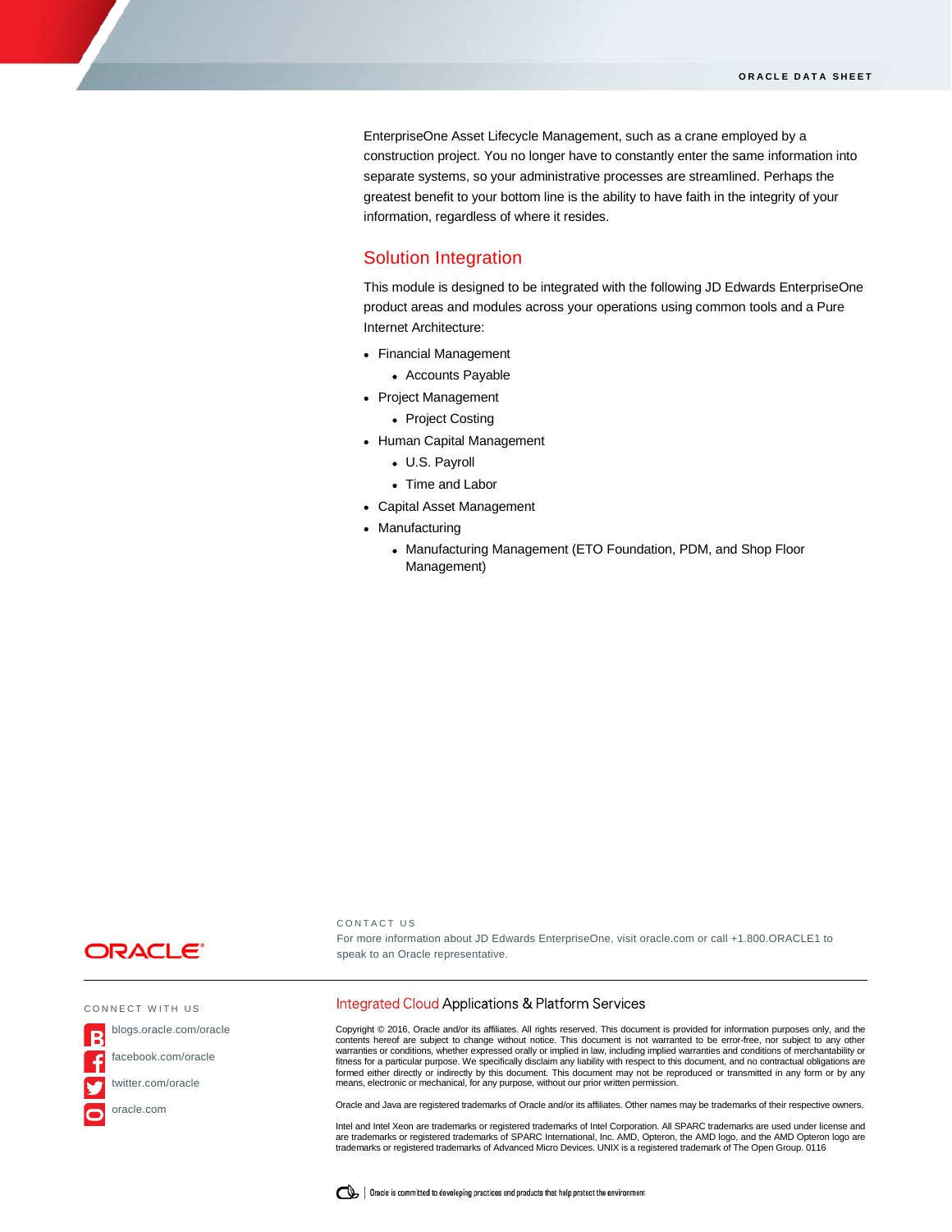EnterpriseOne Asset Lifecycle Management, such as a crane employed by a construction project. You no longer have to constantly enter the same information into separate systems, so your administrative processes are streamlined. Perhaps the greatest benefit to your bottom line is the ability to have faith in the integrity of your information, regardless of where it resides.

## Solution Integration

This module is designed to be integrated with the following JD Edwards EnterpriseOne product areas and modules across your operations using common tools and a Pure Internet Architecture:

- Financial Management
  - Accounts Payable
- Project Management
  - Project Costing
- Human Capital Management
  - U.S. Payroll
  - Time and Labor
- Capital Asset Management
- Manufacturing
  - Manufacturing Management (ETO Foundation, PDM, and Shop Floor Management)

CONTACT US

For more information about JD Edwards EnterpriseOne, visit oracle.com or call +1.800.ORACLE1 to speak to an Oracle representative.

CONNECT WITH US

- blogs.oracle.com/oracle
- facebook.com/oracle
- twitter.com/oracle
- oracle.com

Integrated Cloud Applications & Platform Services

Copyright © 2016, Oracle and/or its affiliates. All rights reserved. This document is provided for information purposes only, and the contents hereof are subject to change without notice. This document is not warranted to be error-free, nor subject to any other warranties or conditions, whether expressed orally or implied in law, including implied warranties and conditions of merchantability or fitness for a particular purpose. We specifically disclaim any liability with respect to this document, and no contractual obligations are formed either directly or indirectly by this document. This document may not be reproduced or transmitted in any form or by any means, electronic or mechanical, for any purpose, without our prior written permission.

Oracle and Java are registered trademarks of Oracle and/or its affiliates. Other names may be trademarks of their respective owners.

Intel and Intel Xeon are trademarks or registered trademarks of Intel Corporation. All SPARC trademarks are used under license and are trademarks or registered trademarks of SPARC International, Inc. AMD, Opteron, the AMD logo, and the AMD Opteron logo are trademarks or registered trademarks of Advanced Micro Devices. UNIX is a registered trademark of The Open Group. 0116

Oracle is committed to developing practices and products that help protect the environment